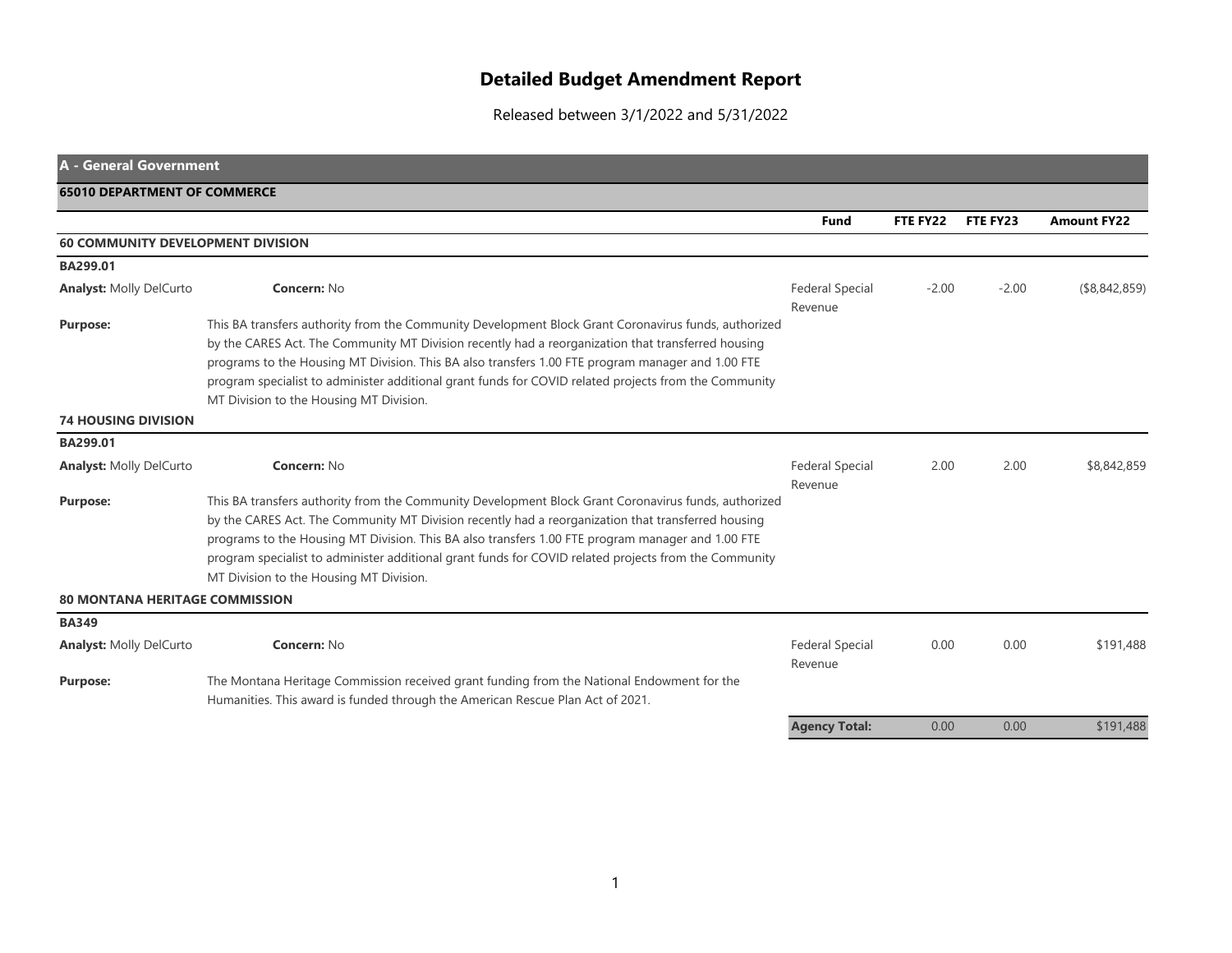# Detailed Budget Amendment Report

Released between 3/1/2022 and 5/31/2022

## A - General Government

### 65010 DEPARTMENT OF COMMERCE

| | | Fund | FTE FY22 | FTE FY23 | Amount FY22 |
|---|---|---|---|---|---|
| **60 COMMUNITY DEVELOPMENT DIVISION** | | | | | |
| **BA299.01** | | | | | |
| **Analyst:** Molly DelCurto | **Concern:** No | Federal Special Revenue | -2.00 | -2.00 | ($8,842,859) |
| **Purpose:** | This BA transfers authority from the Community Development Block Grant Coronavirus funds, authorized by the CARES Act. The Community MT Division recently had a reorganization that transferred housing programs to the Housing MT Division. This BA also transfers 1.00 FTE program manager and 1.00 FTE program specialist to administer additional grant funds for COVID related projects from the Community MT Division to the Housing MT Division. | | | | |
| **74 HOUSING DIVISION** | | | | | |
| **BA299.01** | | | | | |
| **Analyst:** Molly DelCurto | **Concern:** No | Federal Special Revenue | 2.00 | 2.00 | $8,842,859 |
| **Purpose:** | This BA transfers authority from the Community Development Block Grant Coronavirus funds, authorized by the CARES Act. The Community MT Division recently had a reorganization that transferred housing programs to the Housing MT Division. This BA also transfers 1.00 FTE program manager and 1.00 FTE program specialist to administer additional grant funds for COVID related projects from the Community MT Division to the Housing MT Division. | | | | |
| **80 MONTANA HERITAGE COMMISSION** | | | | | |
| **BA349** | | | | | |
| **Analyst:** Molly DelCurto | **Concern:** No | Federal Special Revenue | 0.00 | 0.00 | $191,488 |
| **Purpose:** | The Montana Heritage Commission received grant funding from the National Endowment for the Humanities. This award is funded through the American Rescue Plan Act of 2021. | | | | |
| | | **Agency Total:** | 0.00 | 0.00 | $191,488 |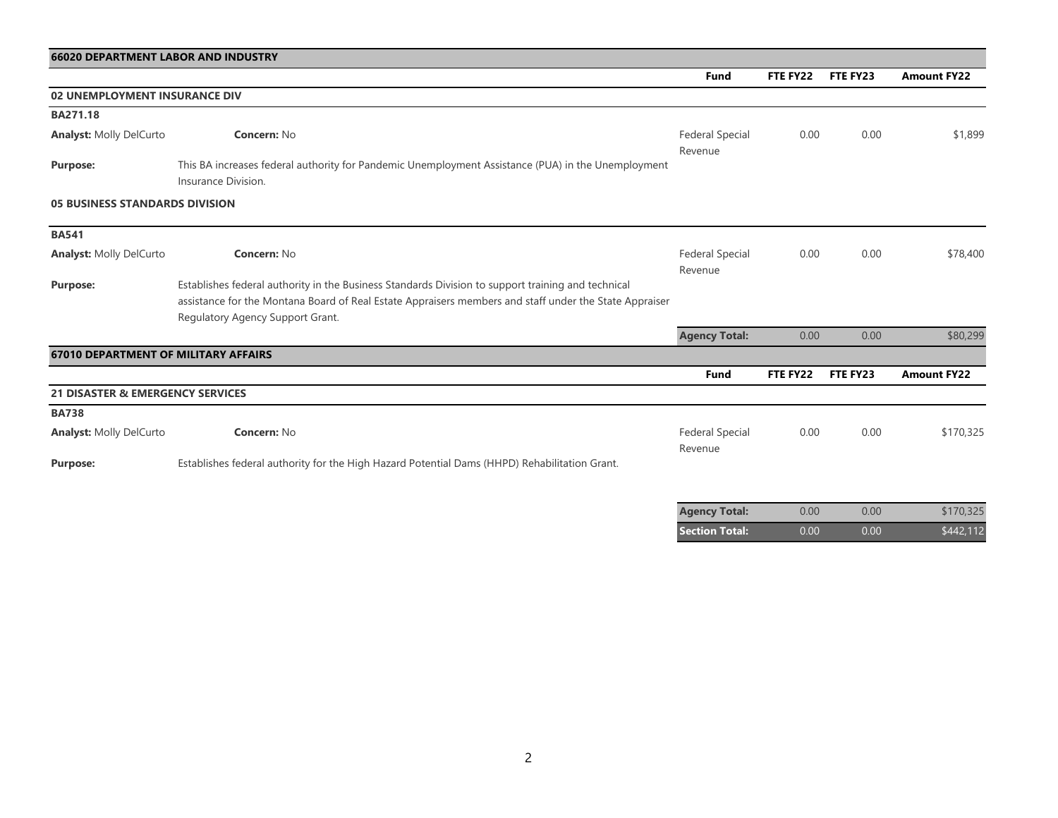## 66020 DEPARTMENT LABOR AND INDUSTRY

| | | Fund | FTE FY22 | FTE FY23 | Amount FY22 |
|---|---|---|---|---|---|
| **02 UNEMPLOYMENT INSURANCE DIV** | | | | | |
| **BA271.18** | | | | | |
| **Analyst:** Molly DelCurto | **Concern:** No | Federal Special Revenue | 0.00 | 0.00 | $1,899 |
| **Purpose:** | This BA increases federal authority for Pandemic Unemployment Assistance (PUA) in the Unemployment Insurance Division. | | | | |
| **05 BUSINESS STANDARDS DIVISION** | | | | | |
| **BA541** | | | | | |
| **Analyst:** Molly DelCurto | **Concern:** No | Federal Special Revenue | 0.00 | 0.00 | $78,400 |
| **Purpose:** | Establishes federal authority in the Business Standards Division to support training and technical assistance for the Montana Board of Real Estate Appraisers members and staff under the State Appraiser Regulatory Agency Support Grant. | | | | |
| | | **Agency Total:** | 0.00 | 0.00 | $80,299 |

## 67010 DEPARTMENT OF MILITARY AFFAIRS

| | | Fund | FTE FY22 | FTE FY23 | Amount FY22 |
|---|---|---|---|---|---|
| **21 DISASTER & EMERGENCY SERVICES** | | | | | |
| **BA738** | | | | | |
| **Analyst:** Molly DelCurto | **Concern:** No | Federal Special Revenue | 0.00 | 0.00 | $170,325 |
| **Purpose:** | Establishes federal authority for the High Hazard Potential Dams (HHPD) Rehabilitation Grant. | | | | |
| | | **Agency Total:** | 0.00 | 0.00 | $170,325 |
| | | **Section Total:** | 0.00 | 0.00 | $442,112 |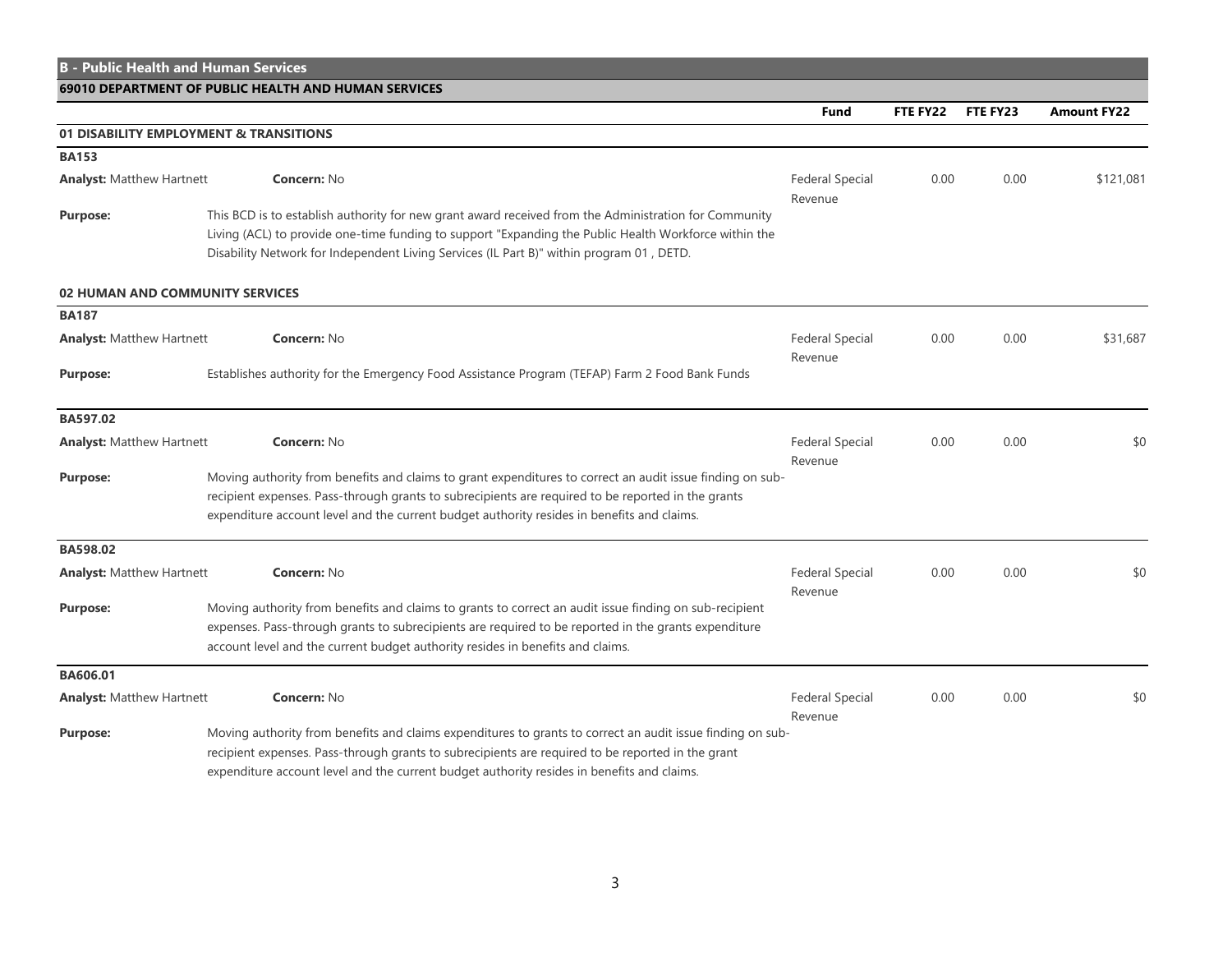## B - Public Health and Human Services

### 69010 DEPARTMENT OF PUBLIC HEALTH AND HUMAN SERVICES

| | | Fund | FTE FY22 | FTE FY23 | Amount FY22 |
|---|---|---|---|---|---|
| **01 DISABILITY EMPLOYMENT & TRANSITIONS** | | | | | |
| **BA153** | | | | | |
| **Analyst:** Matthew Hartnett | **Concern:** No | Federal Special Revenue | 0.00 | 0.00 | $121,081 |
| **Purpose:** | This BCD is to establish authority for new grant award received from the Administration for Community Living (ACL) to provide one-time funding to support "Expanding the Public Health Workforce within the Disability Network for Independent Living Services (IL Part B)" within program 01 , DETD. | | | | |
| **02 HUMAN AND COMMUNITY SERVICES** | | | | | |
| **BA187** | | | | | |
| **Analyst:** Matthew Hartnett | **Concern:** No | Federal Special Revenue | 0.00 | 0.00 | $31,687 |
| **Purpose:** | Establishes authority for the Emergency Food Assistance Program (TEFAP) Farm 2 Food Bank Funds | | | | |
| **BA597.02** | | | | | |
| **Analyst:** Matthew Hartnett | **Concern:** No | Federal Special Revenue | 0.00 | 0.00 | $0 |
| **Purpose:** | Moving authority from benefits and claims to grant expenditures to correct an audit issue finding on sub-recipient expenses. Pass-through grants to subrecipients are required to be reported in the grants expenditure account level and the current budget authority resides in benefits and claims. | | | | |
| **BA598.02** | | | | | |
| **Analyst:** Matthew Hartnett | **Concern:** No | Federal Special Revenue | 0.00 | 0.00 | $0 |
| **Purpose:** | Moving authority from benefits and claims to grants to correct an audit issue finding on sub-recipient expenses. Pass-through grants to subrecipients are required to be reported in the grants expenditure account level and the current budget authority resides in benefits and claims. | | | | |
| **BA606.01** | | | | | |
| **Analyst:** Matthew Hartnett | **Concern:** No | Federal Special Revenue | 0.00 | 0.00 | $0 |
| **Purpose:** | Moving authority from benefits and claims expenditures to grants to correct an audit issue finding on sub-recipient expenses. Pass-through grants to subrecipients are required to be reported in the grant expenditure account level and the current budget authority resides in benefits and claims. | | | | |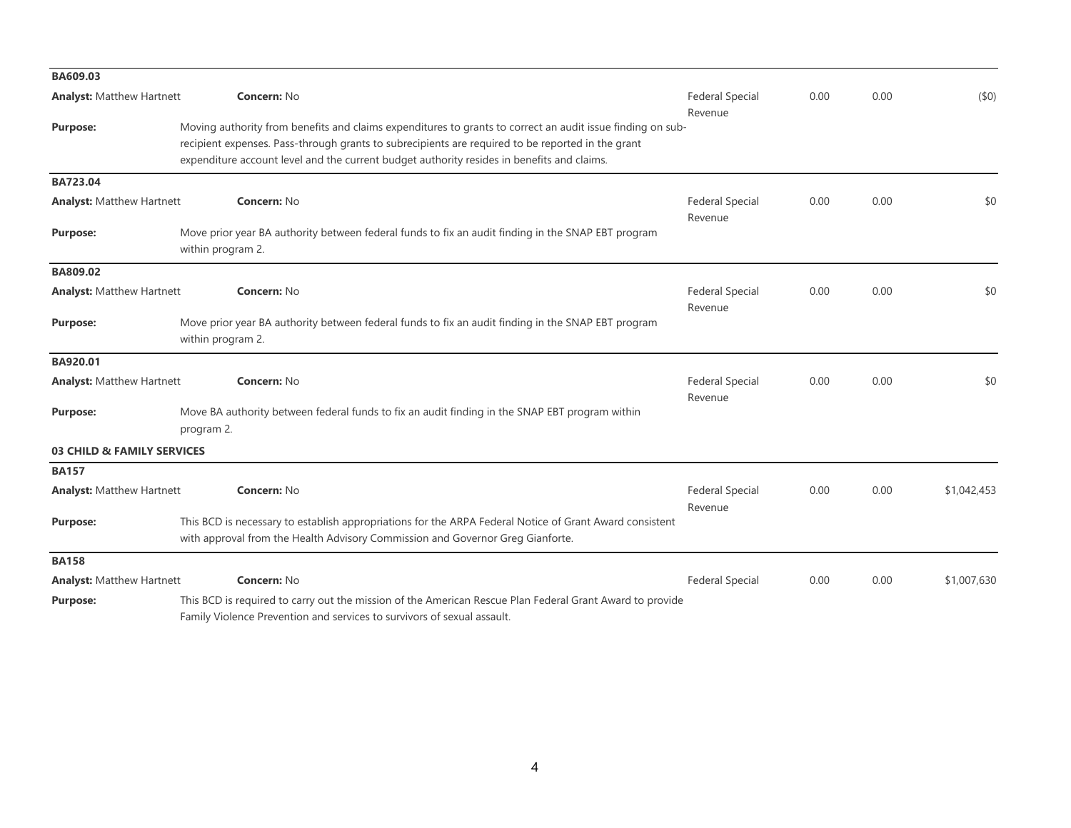**BA609.03**

**Analyst:** Matthew Hartnett | **Concern:** No | Federal Special Revenue | 0.00 | 0.00 | ($0)

**Purpose:** Moving authority from benefits and claims expenditures to grants to correct an audit issue finding on sub-recipient expenses. Pass-through grants to subrecipients are required to be reported in the grant expenditure account level and the current budget authority resides in benefits and claims.

**BA723.04**

**Analyst:** Matthew Hartnett | **Concern:** No | Federal Special Revenue | 0.00 | 0.00 | $0

**Purpose:** Move prior year BA authority between federal funds to fix an audit finding in the SNAP EBT program within program 2.

**BA809.02**

**Analyst:** Matthew Hartnett | **Concern:** No | Federal Special Revenue | 0.00 | 0.00 | $0

**Purpose:** Move prior year BA authority between federal funds to fix an audit finding in the SNAP EBT program within program 2.

**BA920.01**

**Analyst:** Matthew Hartnett | **Concern:** No | Federal Special Revenue | 0.00 | 0.00 | $0

**Purpose:** Move BA authority between federal funds to fix an audit finding in the SNAP EBT program within program 2.

**03 CHILD & FAMILY SERVICES**

**BA157**

**Analyst:** Matthew Hartnett | **Concern:** No | Federal Special Revenue | 0.00 | 0.00 | $1,042,453

**Purpose:** This BCD is necessary to establish appropriations for the ARPA Federal Notice of Grant Award consistent with approval from the Health Advisory Commission and Governor Greg Gianforte.

**BA158**

**Analyst:** Matthew Hartnett | **Concern:** No | Federal Special | 0.00 | 0.00 | $1,007,630

**Purpose:** This BCD is required to carry out the mission of the American Rescue Plan Federal Grant Award to provide Family Violence Prevention and services to survivors of sexual assault.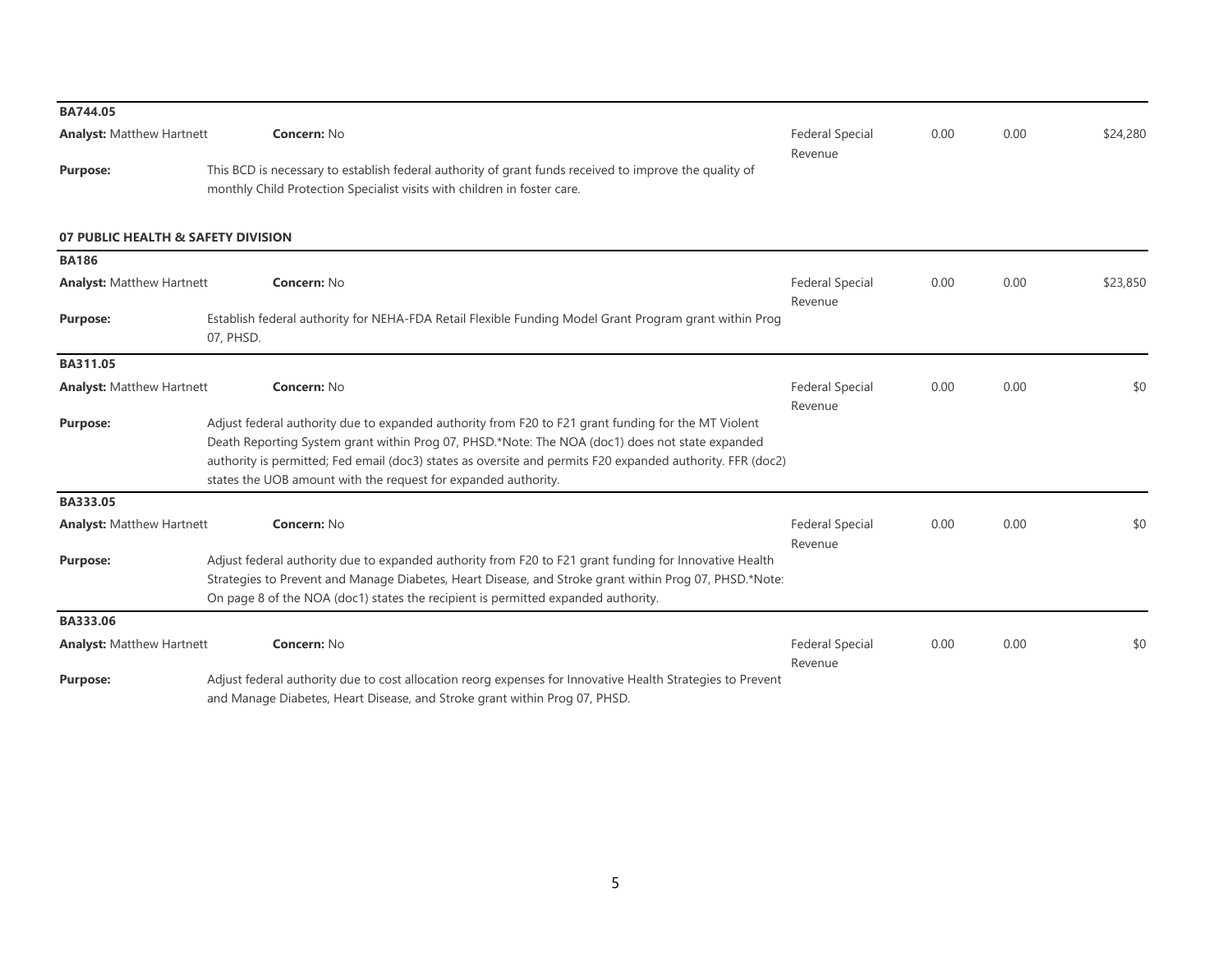**BA744.05**

| **Analyst:** Matthew Hartnett | **Concern:** No | Federal Special Revenue | 0.00 | 0.00 | $24,280 |
|---|---|---|---|---|---|

**Purpose:** This BCD is necessary to establish federal authority of grant funds received to improve the quality of monthly Child Protection Specialist visits with children in foster care.

### 07 PUBLIC HEALTH & SAFETY DIVISION

**BA186**

| **Analyst:** Matthew Hartnett | **Concern:** No | Federal Special Revenue | 0.00 | 0.00 | $23,850 |
|---|---|---|---|---|---|

**Purpose:** Establish federal authority for NEHA-FDA Retail Flexible Funding Model Grant Program grant within Prog 07, PHSD.

**BA311.05**

| **Analyst:** Matthew Hartnett | **Concern:** No | Federal Special Revenue | 0.00 | 0.00 | $0 |
|---|---|---|---|---|---|

**Purpose:** Adjust federal authority due to expanded authority from F20 to F21 grant funding for the MT Violent Death Reporting System grant within Prog 07, PHSD.*Note: The NOA (doc1) does not state expanded authority is permitted; Fed email (doc3) states as oversite and permits F20 expanded authority. FFR (doc2) states the UOB amount with the request for expanded authority.

**BA333.05**

| **Analyst:** Matthew Hartnett | **Concern:** No | Federal Special Revenue | 0.00 | 0.00 | $0 |
|---|---|---|---|---|---|

**Purpose:** Adjust federal authority due to expanded authority from F20 to F21 grant funding for Innovative Health Strategies to Prevent and Manage Diabetes, Heart Disease, and Stroke grant within Prog 07, PHSD.*Note: On page 8 of the NOA (doc1) states the recipient is permitted expanded authority.

**BA333.06**

| **Analyst:** Matthew Hartnett | **Concern:** No | Federal Special Revenue | 0.00 | 0.00 | $0 |
|---|---|---|---|---|---|

**Purpose:** Adjust federal authority due to cost allocation reorg expenses for Innovative Health Strategies to Prevent and Manage Diabetes, Heart Disease, and Stroke grant within Prog 07, PHSD.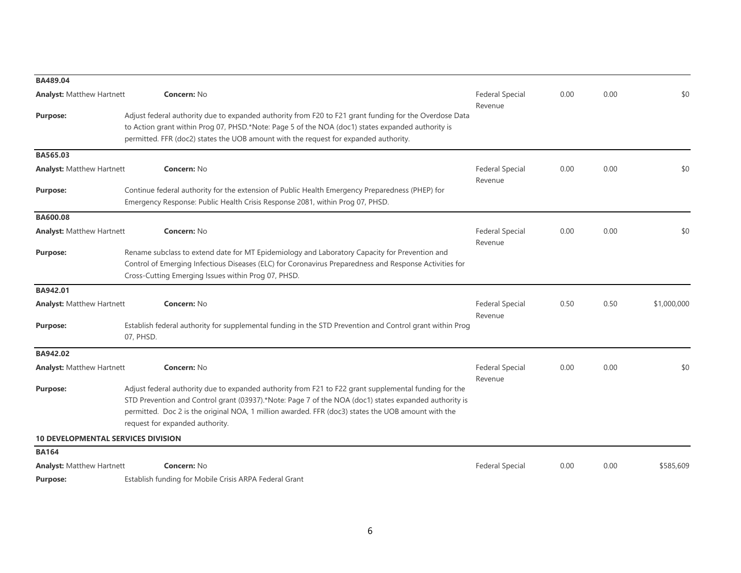**BA489.04**

**Analyst:** Matthew Hartnett **Concern:** No | Federal Special Revenue | 0.00 | 0.00 | $0

**Purpose:** Adjust federal authority due to expanded authority from F20 to F21 grant funding for the Overdose Data to Action grant within Prog 07, PHSD.*Note: Page 5 of the NOA (doc1) states expanded authority is permitted. FFR (doc2) states the UOB amount with the request for expanded authority.

**BA565.03**

**Analyst:** Matthew Hartnett **Concern:** No | Federal Special Revenue | 0.00 | 0.00 | $0

**Purpose:** Continue federal authority for the extension of Public Health Emergency Preparedness (PHEP) for Emergency Response: Public Health Crisis Response 2081, within Prog 07, PHSD.

**BA600.08**

**Analyst:** Matthew Hartnett **Concern:** No | Federal Special Revenue | 0.00 | 0.00 | $0

**Purpose:** Rename subclass to extend date for MT Epidemiology and Laboratory Capacity for Prevention and Control of Emerging Infectious Diseases (ELC) for Coronavirus Preparedness and Response Activities for Cross-Cutting Emerging Issues within Prog 07, PHSD.

**BA942.01**

**Analyst:** Matthew Hartnett **Concern:** No | Federal Special Revenue | 0.50 | 0.50 | $1,000,000

**Purpose:** Establish federal authority for supplemental funding in the STD Prevention and Control grant within Prog 07, PHSD.

**BA942.02**

**Analyst:** Matthew Hartnett **Concern:** No | Federal Special Revenue | 0.00 | 0.00 | $0

**Purpose:** Adjust federal authority due to expanded authority from F21 to F22 grant supplemental funding for the STD Prevention and Control grant (03937).*Note: Page 7 of the NOA (doc1) states expanded authority is permitted. Doc 2 is the original NOA, 1 million awarded. FFR (doc3) states the UOB amount with the request for expanded authority.

**10 DEVELOPMENTAL SERVICES DIVISION**

**BA164**

**Analyst:** Matthew Hartnett **Concern:** No | Federal Special | 0.00 | 0.00 | $585,609

**Purpose:** Establish funding for Mobile Crisis ARPA Federal Grant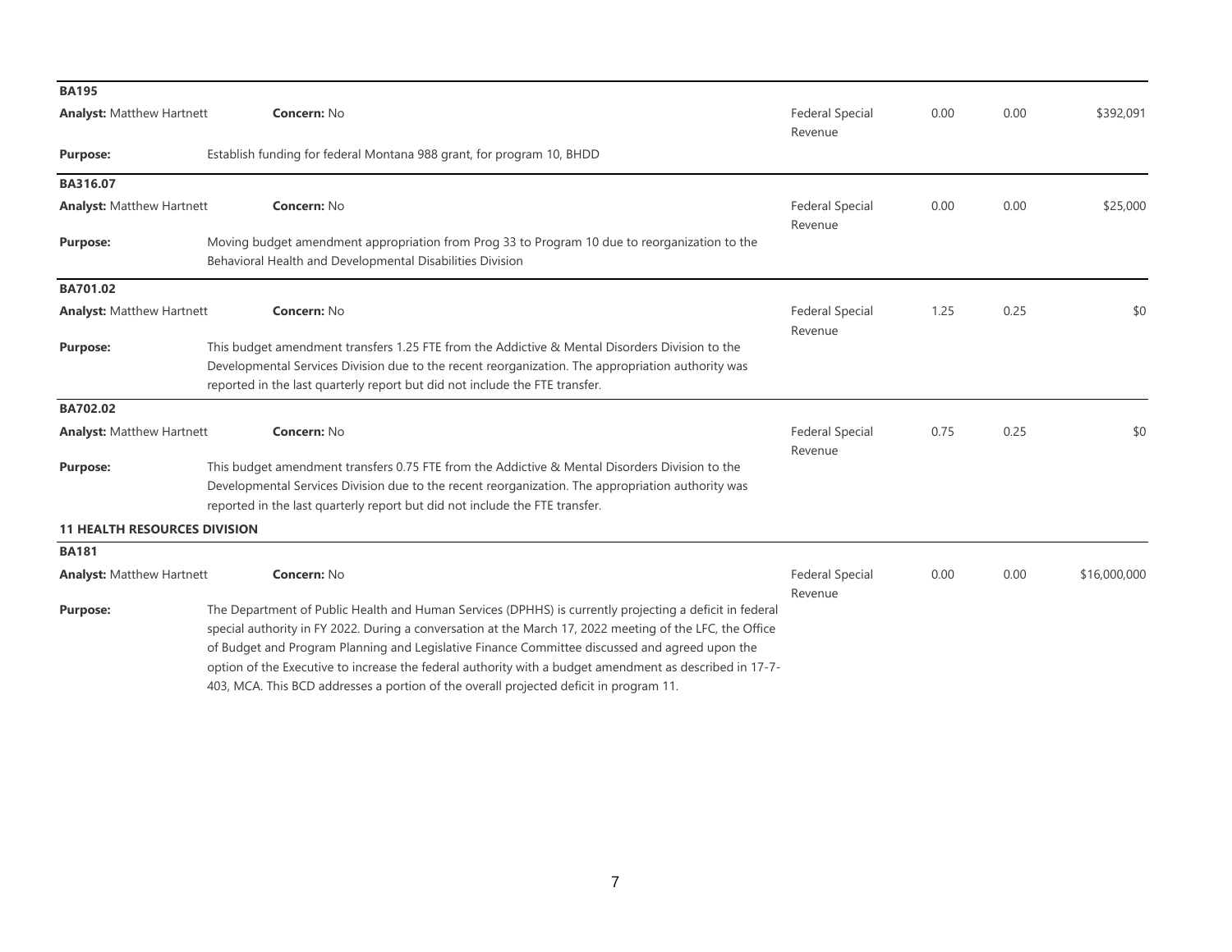**BA195**

| | | | | | |
|---|---|---|---|---|---|
| **Analyst:** Matthew Hartnett | **Concern:** No | Federal Special Revenue | 0.00 | 0.00 | \$392,091 |

**Purpose:** Establish funding for federal Montana 988 grant, for program 10, BHDD

**BA316.07**

| | | | | | |
|---|---|---|---|---|---|
| **Analyst:** Matthew Hartnett | **Concern:** No | Federal Special Revenue | 0.00 | 0.00 | \$25,000 |

**Purpose:** Moving budget amendment appropriation from Prog 33 to Program 10 due to reorganization to the Behavioral Health and Developmental Disabilities Division

**BA701.02**

| | | | | | |
|---|---|---|---|---|---|
| **Analyst:** Matthew Hartnett | **Concern:** No | Federal Special Revenue | 1.25 | 0.25 | \$0 |

**Purpose:** This budget amendment transfers 1.25 FTE from the Addictive & Mental Disorders Division to the Developmental Services Division due to the recent reorganization. The appropriation authority was reported in the last quarterly report but did not include the FTE transfer.

**BA702.02**

| | | | | | |
|---|---|---|---|---|---|
| **Analyst:** Matthew Hartnett | **Concern:** No | Federal Special Revenue | 0.75 | 0.25 | \$0 |

**Purpose:** This budget amendment transfers 0.75 FTE from the Addictive & Mental Disorders Division to the Developmental Services Division due to the recent reorganization. The appropriation authority was reported in the last quarterly report but did not include the FTE transfer.

**11 HEALTH RESOURCES DIVISION**

**BA181**

| | | | | | |
|---|---|---|---|---|---|
| **Analyst:** Matthew Hartnett | **Concern:** No | Federal Special Revenue | 0.00 | 0.00 | \$16,000,000 |

**Purpose:** The Department of Public Health and Human Services (DPHHS) is currently projecting a deficit in federal special authority in FY 2022. During a conversation at the March 17, 2022 meeting of the LFC, the Office of Budget and Program Planning and Legislative Finance Committee discussed and agreed upon the option of the Executive to increase the federal authority with a budget amendment as described in 17-7-403, MCA. This BCD addresses a portion of the overall projected deficit in program 11.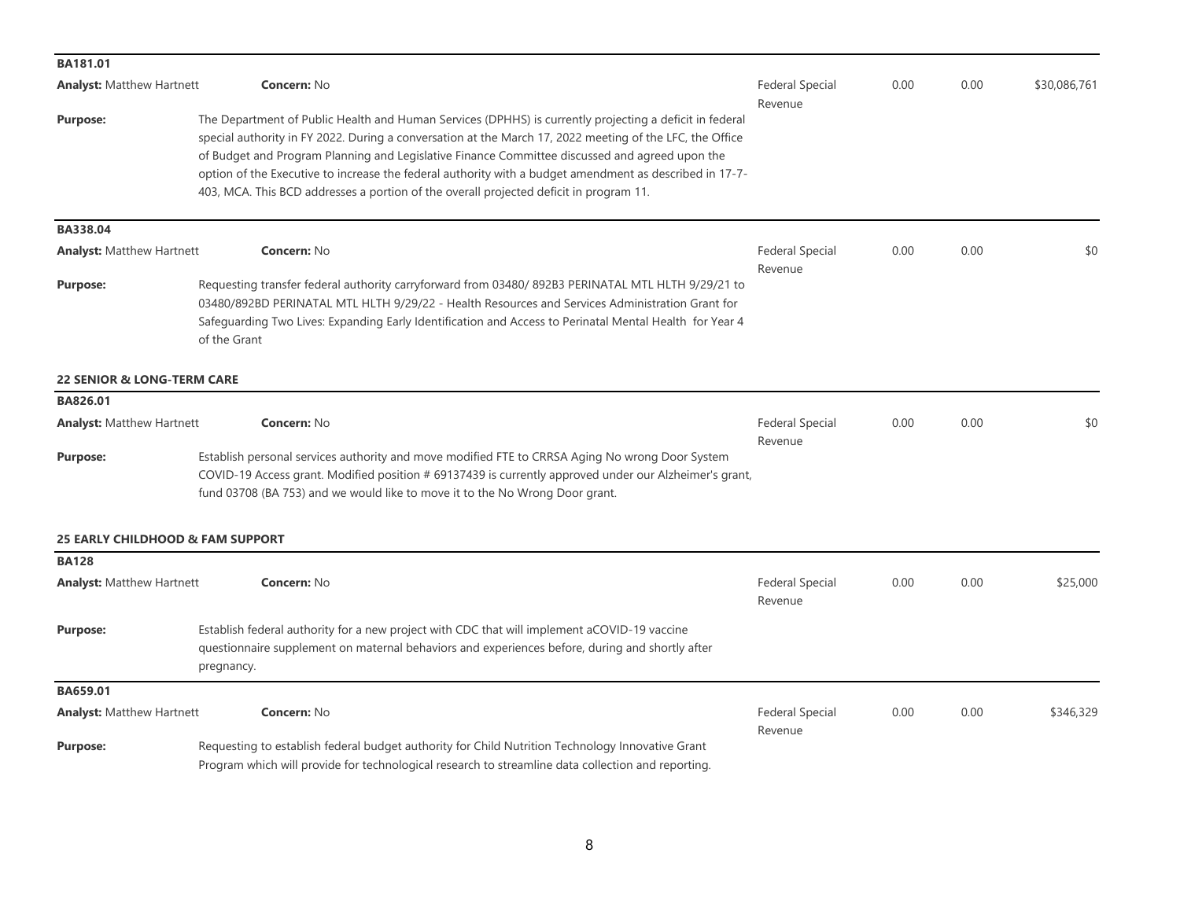### BA181.01

**Analyst:** Matthew Hartnett | **Concern:** No | Federal Special Revenue | 0.00 | 0.00 | $30,086,761

**Purpose:** The Department of Public Health and Human Services (DPHHS) is currently projecting a deficit in federal special authority in FY 2022. During a conversation at the March 17, 2022 meeting of the LFC, the Office of Budget and Program Planning and Legislative Finance Committee discussed and agreed upon the option of the Executive to increase the federal authority with a budget amendment as described in 17-7-403, MCA. This BCD addresses a portion of the overall projected deficit in program 11.

### BA338.04

**Analyst:** Matthew Hartnett | **Concern:** No | Federal Special Revenue | 0.00 | 0.00 | $0

**Purpose:** Requesting transfer federal authority carryforward from 03480/ 892B3 PERINATAL MTL HLTH 9/29/21 to 03480/892BD PERINATAL MTL HLTH 9/29/22 - Health Resources and Services Administration Grant for Safeguarding Two Lives: Expanding Early Identification and Access to Perinatal Mental Health for Year 4 of the Grant

## 22 SENIOR & LONG-TERM CARE

### BA826.01

**Analyst:** Matthew Hartnett | **Concern:** No | Federal Special Revenue | 0.00 | 0.00 | $0

**Purpose:** Establish personal services authority and move modified FTE to CRRSA Aging No wrong Door System COVID-19 Access grant. Modified position # 69137439 is currently approved under our Alzheimer's grant, fund 03708 (BA 753) and we would like to move it to the No Wrong Door grant.

## 25 EARLY CHILDHOOD & FAM SUPPORT

### BA128

**Analyst:** Matthew Hartnett | **Concern:** No | Federal Special Revenue | 0.00 | 0.00 | $25,000

**Purpose:** Establish federal authority for a new project with CDC that will implement aCOVID-19 vaccine questionnaire supplement on maternal behaviors and experiences before, during and shortly after pregnancy.

### BA659.01

**Analyst:** Matthew Hartnett | **Concern:** No | Federal Special Revenue | 0.00 | 0.00 | $346,329

**Purpose:** Requesting to establish federal budget authority for Child Nutrition Technology Innovative Grant Program which will provide for technological research to streamline data collection and reporting.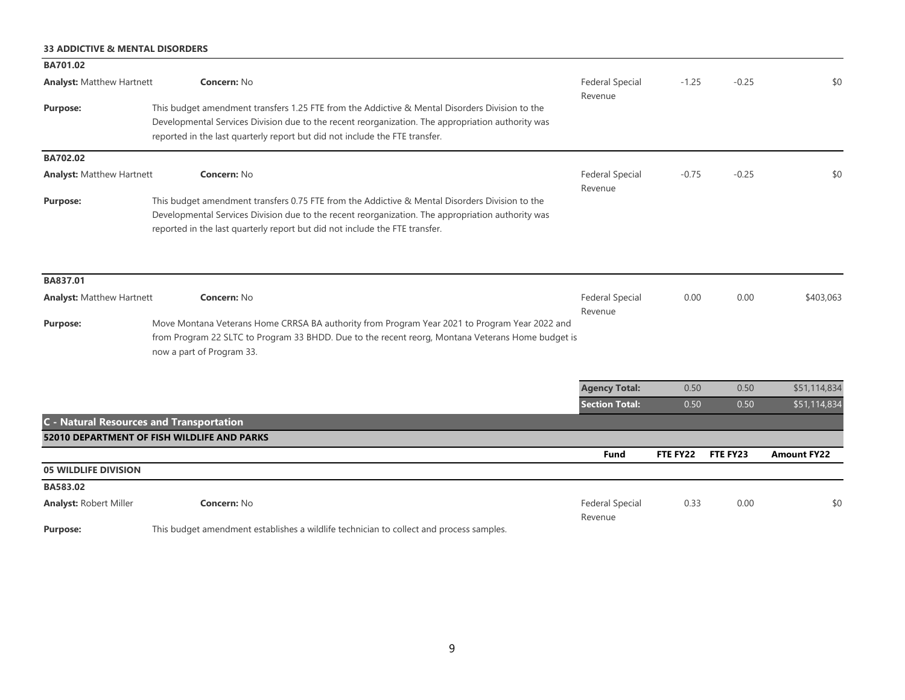**33 ADDICTIVE & MENTAL DISORDERS**

**BA701.02**

**Analyst:** Matthew Hartnett **Concern:** No

| Fund | FTE FY22 | FTE FY23 | Amount FY22 |
|---|---|---|---|
| Federal Special Revenue | -1.25 | -0.25 | $0 |

**Purpose:** This budget amendment transfers 1.25 FTE from the Addictive & Mental Disorders Division to the Developmental Services Division due to the recent reorganization. The appropriation authority was reported in the last quarterly report but did not include the FTE transfer.

**BA702.02**

**Analyst:** Matthew Hartnett **Concern:** No

| Fund | FTE FY22 | FTE FY23 | Amount FY22 |
|---|---|---|---|
| Federal Special Revenue | -0.75 | -0.25 | $0 |

**Purpose:** This budget amendment transfers 0.75 FTE from the Addictive & Mental Disorders Division to the Developmental Services Division due to the recent reorganization. The appropriation authority was reported in the last quarterly report but did not include the FTE transfer.

**BA837.01**

**Analyst:** Matthew Hartnett **Concern:** No

| Fund | FTE FY22 | FTE FY23 | Amount FY22 |
|---|---|---|---|
| Federal Special Revenue | 0.00 | 0.00 | $403,063 |

**Purpose:** Move Montana Veterans Home CRRSA BA authority from Program Year 2021 to Program Year 2022 and from Program 22 SLTC to Program 33 BHDD. Due to the recent reorg, Montana Veterans Home budget is now a part of Program 33.

| | FTE FY22 | FTE FY23 | Amount FY22 |
|---|---|---|---|
| **Agency Total:** | 0.50 | 0.50 | $51,114,834 |
| **Section Total:** | 0.50 | 0.50 | $51,114,834 |

## C - Natural Resources and Transportation

### 52010 DEPARTMENT OF FISH WILDLIFE AND PARKS

**05 WILDLIFE DIVISION**

**BA583.02**

**Analyst:** Robert Miller **Concern:** No

| Fund | FTE FY22 | FTE FY23 | Amount FY22 |
|---|---|---|---|
| Federal Special Revenue | 0.33 | 0.00 | $0 |

**Purpose:** This budget amendment establishes a wildlife technician to collect and process samples.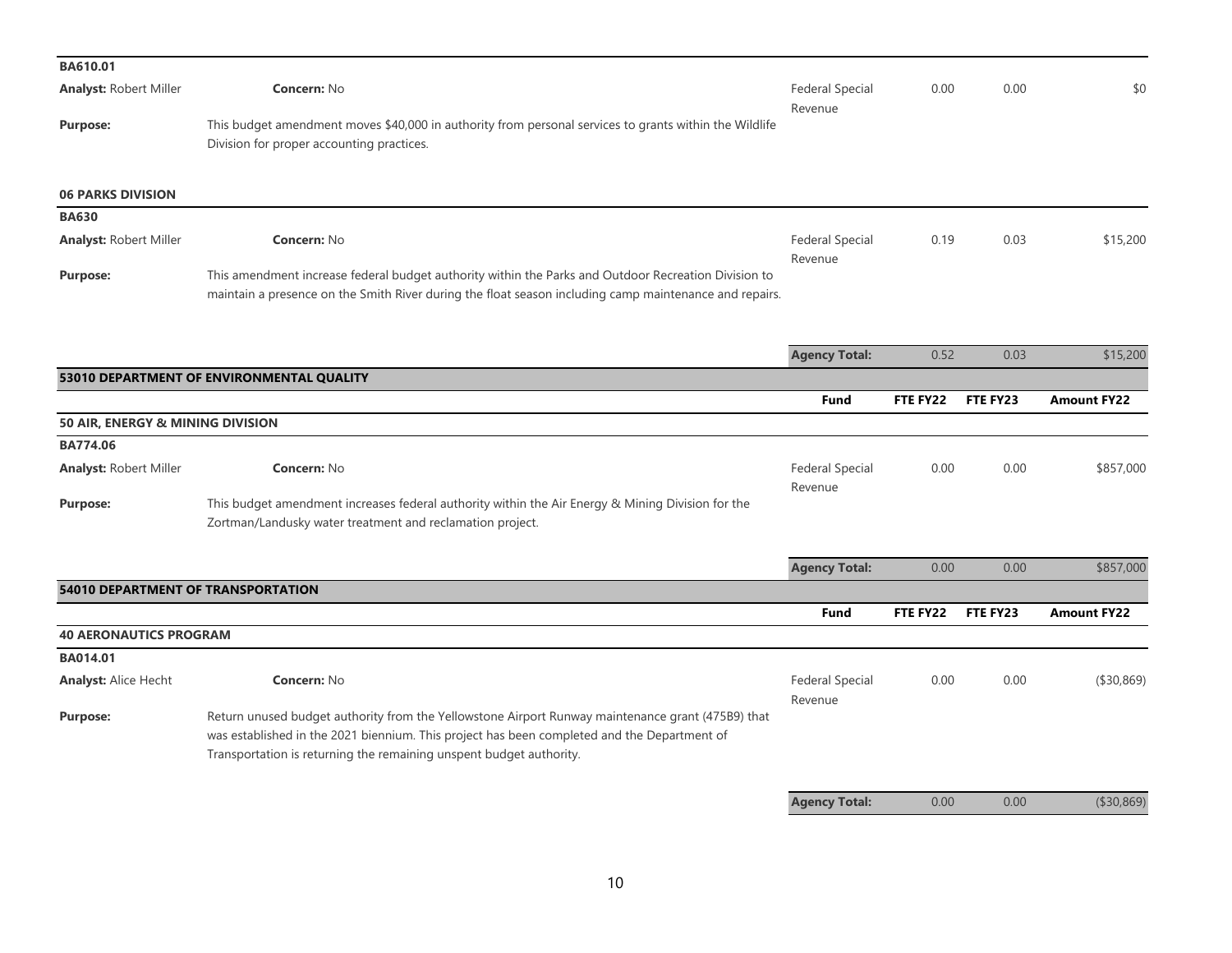**BA610.01**

| | | Fund | FTE FY22 | FTE FY23 | Amount FY22 |
|---|---|---|---|---|---|
| **Analyst:** Robert Miller | **Concern:** No | Federal Special Revenue | 0.00 | 0.00 | $0 |

**Purpose:** This budget amendment moves $40,000 in authority from personal services to grants within the Wildlife Division for proper accounting practices.

**06 PARKS DIVISION**

**BA630**

| | | Fund | FTE FY22 | FTE FY23 | Amount FY22 |
|---|---|---|---|---|---|
| **Analyst:** Robert Miller | **Concern:** No | Federal Special Revenue | 0.19 | 0.03 | $15,200 |

**Purpose:** This amendment increase federal budget authority within the Parks and Outdoor Recreation Division to maintain a presence on the Smith River during the float season including camp maintenance and repairs.

| | FTE FY22 | FTE FY23 | Amount FY22 |
|---|---|---|---|
| **Agency Total:** | 0.52 | 0.03 | $15,200 |

## 53010 DEPARTMENT OF ENVIRONMENTAL QUALITY

**50 AIR, ENERGY & MINING DIVISION**

**BA774.06**

| | | Fund | FTE FY22 | FTE FY23 | Amount FY22 |
|---|---|---|---|---|---|
| **Analyst:** Robert Miller | **Concern:** No | Federal Special Revenue | 0.00 | 0.00 | $857,000 |

**Purpose:** This budget amendment increases federal authority within the Air Energy & Mining Division for the Zortman/Landusky water treatment and reclamation project.

| | FTE FY22 | FTE FY23 | Amount FY22 |
|---|---|---|---|
| **Agency Total:** | 0.00 | 0.00 | $857,000 |

## 54010 DEPARTMENT OF TRANSPORTATION

**40 AERONAUTICS PROGRAM**

**BA014.01**

| | | Fund | FTE FY22 | FTE FY23 | Amount FY22 |
|---|---|---|---|---|---|
| **Analyst:** Alice Hecht | **Concern:** No | Federal Special Revenue | 0.00 | 0.00 | ($30,869) |

**Purpose:** Return unused budget authority from the Yellowstone Airport Runway maintenance grant (475B9) that was established in the 2021 biennium. This project has been completed and the Department of Transportation is returning the remaining unspent budget authority.

| | FTE FY22 | FTE FY23 | Amount FY22 |
|---|---|---|---|
| **Agency Total:** | 0.00 | 0.00 | ($30,869) |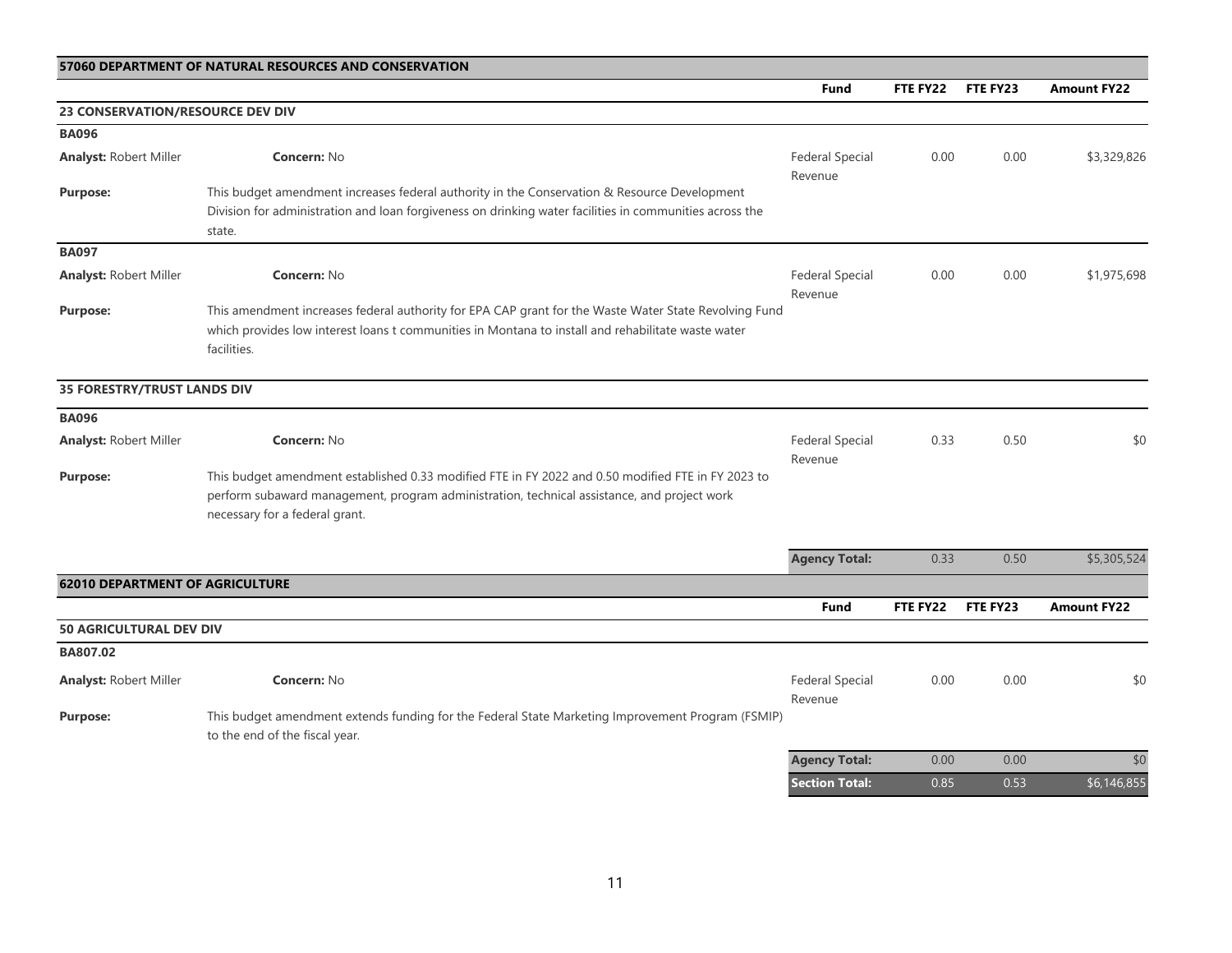## 57060 DEPARTMENT OF NATURAL RESOURCES AND CONSERVATION

| | | Fund | FTE FY22 | FTE FY23 | Amount FY22 |
|---|---|---|---|---|---|
| **23 CONSERVATION/RESOURCE DEV DIV** | | | | | |
| **BA096** | | | | | |
| **Analyst:** Robert Miller | **Concern:** No | Federal Special Revenue | 0.00 | 0.00 | $3,329,826 |
| **Purpose:** | This budget amendment increases federal authority in the Conservation & Resource Development Division for administration and loan forgiveness on drinking water facilities in communities across the state. | | | | |
| **BA097** | | | | | |
| **Analyst:** Robert Miller | **Concern:** No | Federal Special Revenue | 0.00 | 0.00 | $1,975,698 |
| **Purpose:** | This amendment increases federal authority for EPA CAP grant for the Waste Water State Revolving Fund which provides low interest loans t communities in Montana to install and rehabilitate waste water facilities. | | | | |
| **35 FORESTRY/TRUST LANDS DIV** | | | | | |
| **BA096** | | | | | |
| **Analyst:** Robert Miller | **Concern:** No | Federal Special Revenue | 0.33 | 0.50 | $0 |
| **Purpose:** | This budget amendment established 0.33 modified FTE in FY 2022 and 0.50 modified FTE in FY 2023 to perform subaward management, program administration, technical assistance, and project work necessary for a federal grant. | | | | |
| | | **Agency Total:** | 0.33 | 0.50 | $5,305,524 |

## 62010 DEPARTMENT OF AGRICULTURE

| | | Fund | FTE FY22 | FTE FY23 | Amount FY22 |
|---|---|---|---|---|---|
| **50 AGRICULTURAL DEV DIV** | | | | | |
| **BA807.02** | | | | | |
| **Analyst:** Robert Miller | **Concern:** No | Federal Special Revenue | 0.00 | 0.00 | $0 |
| **Purpose:** | This budget amendment extends funding for the Federal State Marketing Improvement Program (FSMIP) to the end of the fiscal year. | | | | |
| | | **Agency Total:** | 0.00 | 0.00 | $0 |
| | | **Section Total:** | 0.85 | 0.53 | $6,146,855 |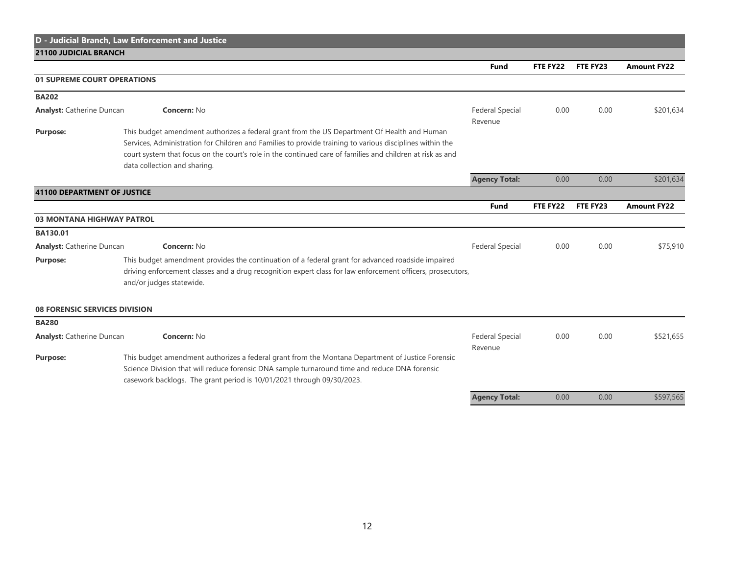## D - Judicial Branch, Law Enforcement and Justice

### 21100 JUDICIAL BRANCH

| | | Fund | FTE FY22 | FTE FY23 | Amount FY22 |
|---|---|---|---|---|---|
| **01 SUPREME COURT OPERATIONS** | | | | | |
| **BA202** | | | | | |
| **Analyst:** Catherine Duncan | **Concern:** No | Federal Special Revenue | 0.00 | 0.00 | $201,634 |
| **Purpose:** | This budget amendment authorizes a federal grant from the US Department Of Health and Human Services, Administration for Children and Families to provide training to various disciplines within the court system that focus on the court's role in the continued care of families and children at risk as and data collection and sharing. | | | | |
| | | **Agency Total:** | 0.00 | 0.00 | $201,634 |

### 41100 DEPARTMENT OF JUSTICE

| | | Fund | FTE FY22 | FTE FY23 | Amount FY22 |
|---|---|---|---|---|---|
| **03 MONTANA HIGHWAY PATROL** | | | | | |
| **BA130.01** | | | | | |
| **Analyst:** Catherine Duncan | **Concern:** No | Federal Special | 0.00 | 0.00 | $75,910 |
| **Purpose:** | This budget amendment provides the continuation of a federal grant for advanced roadside impaired driving enforcement classes and a drug recognition expert class for law enforcement officers, prosecutors, and/or judges statewide. | | | | |
| **08 FORENSIC SERVICES DIVISION** | | | | | |
| **BA280** | | | | | |
| **Analyst:** Catherine Duncan | **Concern:** No | Federal Special Revenue | 0.00 | 0.00 | $521,655 |
| **Purpose:** | This budget amendment authorizes a federal grant from the Montana Department of Justice Forensic Science Division that will reduce forensic DNA sample turnaround time and reduce DNA forensic casework backlogs. The grant period is 10/01/2021 through 09/30/2023. | | | | |
| | | **Agency Total:** | 0.00 | 0.00 | $597,565 |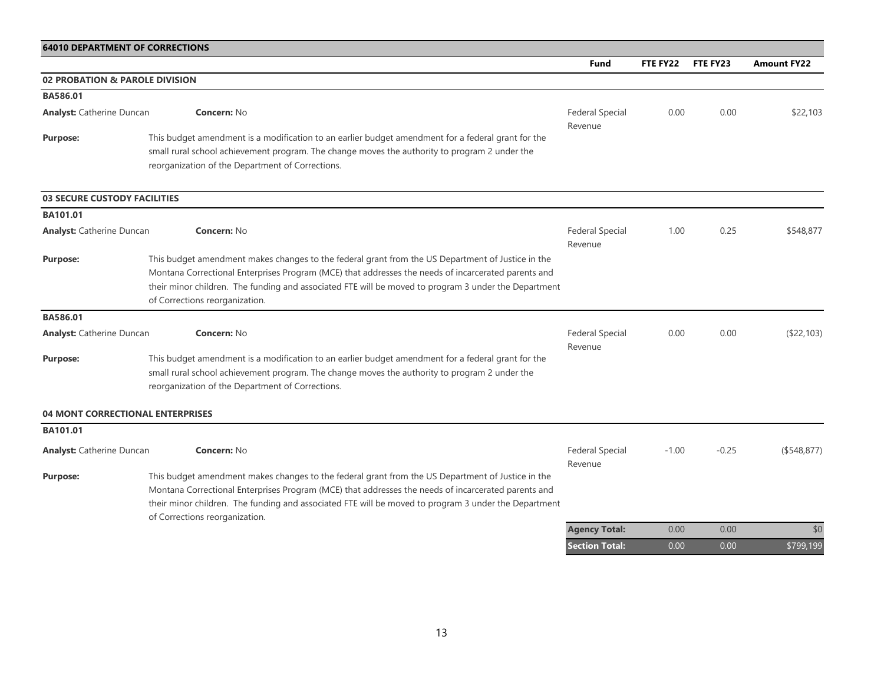## 64010 DEPARTMENT OF CORRECTIONS

| | | Fund | FTE FY22 | FTE FY23 | Amount FY22 |
|---|---|---|---|---|---|
| **02 PROBATION & PAROLE DIVISION** | | | | | |
| **BA586.01** | | | | | |
| **Analyst:** Catherine Duncan | **Concern:** No | Federal Special Revenue | 0.00 | 0.00 | $22,103 |
| **Purpose:** | This budget amendment is a modification to an earlier budget amendment for a federal grant for the small rural school achievement program. The change moves the authority to program 2 under the reorganization of the Department of Corrections. | | | | |
| **03 SECURE CUSTODY FACILITIES** | | | | | |
| **BA101.01** | | | | | |
| **Analyst:** Catherine Duncan | **Concern:** No | Federal Special Revenue | 1.00 | 0.25 | $548,877 |
| **Purpose:** | This budget amendment makes changes to the federal grant from the US Department of Justice in the Montana Correctional Enterprises Program (MCE) that addresses the needs of incarcerated parents and their minor children. The funding and associated FTE will be moved to program 3 under the Department of Corrections reorganization. | | | | |
| **BA586.01** | | | | | |
| **Analyst:** Catherine Duncan | **Concern:** No | Federal Special Revenue | 0.00 | 0.00 | ($22,103) |
| **Purpose:** | This budget amendment is a modification to an earlier budget amendment for a federal grant for the small rural school achievement program. The change moves the authority to program 2 under the reorganization of the Department of Corrections. | | | | |
| **04 MONT CORRECTIONAL ENTERPRISES** | | | | | |
| **BA101.01** | | | | | |
| **Analyst:** Catherine Duncan | **Concern:** No | Federal Special Revenue | -1.00 | -0.25 | ($548,877) |
| **Purpose:** | This budget amendment makes changes to the federal grant from the US Department of Justice in the Montana Correctional Enterprises Program (MCE) that addresses the needs of incarcerated parents and their minor children. The funding and associated FTE will be moved to program 3 under the Department of Corrections reorganization. | | | | |
| | | **Agency Total:** | 0.00 | 0.00 | $0 |
| | | **Section Total:** | 0.00 | 0.00 | $799,199 |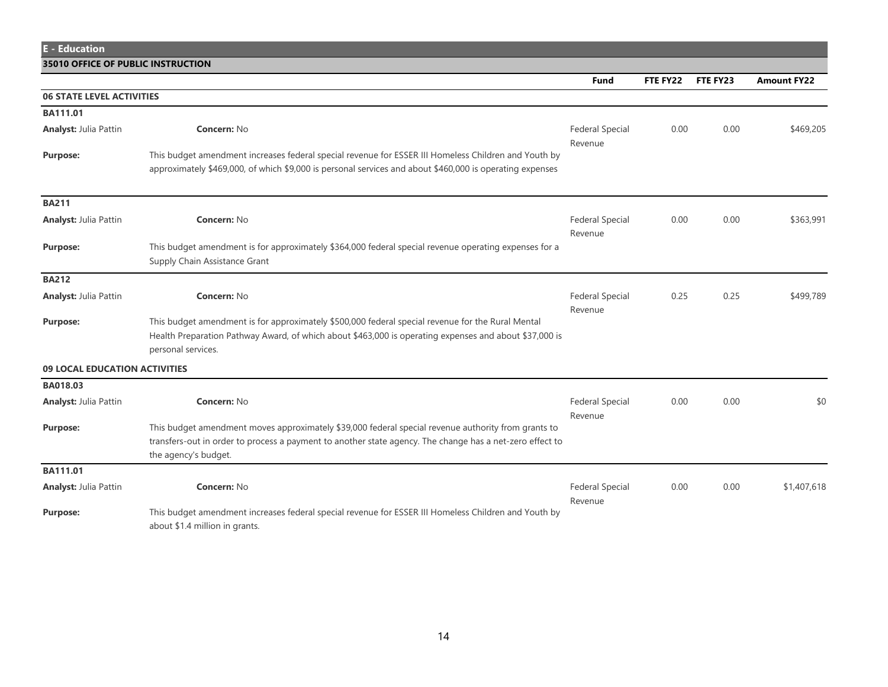## E - Education

### 35010 OFFICE OF PUBLIC INSTRUCTION

| | | Fund | FTE FY22 | FTE FY23 | Amount FY22 |
|---|---|---|---|---|---|
| **06 STATE LEVEL ACTIVITIES** | | | | | |
| **BA111.01** | | | | | |
| **Analyst:** Julia Pattin | **Concern:** No | Federal Special Revenue | 0.00 | 0.00 | $469,205 |
| **Purpose:** | This budget amendment increases federal special revenue for ESSER III Homeless Children and Youth by approximately $469,000, of which $9,000 is personal services and about $460,000 is operating expenses | | | | |
| **BA211** | | | | | |
| **Analyst:** Julia Pattin | **Concern:** No | Federal Special Revenue | 0.00 | 0.00 | $363,991 |
| **Purpose:** | This budget amendment is for approximately $364,000 federal special revenue operating expenses for a Supply Chain Assistance Grant | | | | |
| **BA212** | | | | | |
| **Analyst:** Julia Pattin | **Concern:** No | Federal Special Revenue | 0.25 | 0.25 | $499,789 |
| **Purpose:** | This budget amendment is for approximately $500,000 federal special revenue for the Rural Mental Health Preparation Pathway Award, of which about $463,000 is operating expenses and about $37,000 is personal services. | | | | |
| **09 LOCAL EDUCATION ACTIVITIES** | | | | | |
| **BA018.03** | | | | | |
| **Analyst:** Julia Pattin | **Concern:** No | Federal Special Revenue | 0.00 | 0.00 | $0 |
| **Purpose:** | This budget amendment moves approximately $39,000 federal special revenue authority from grants to transfers-out in order to process a payment to another state agency. The change has a net-zero effect to the agency's budget. | | | | |
| **BA111.01** | | | | | |
| **Analyst:** Julia Pattin | **Concern:** No | Federal Special Revenue | 0.00 | 0.00 | $1,407,618 |
| **Purpose:** | This budget amendment increases federal special revenue for ESSER III Homeless Children and Youth by about $1.4 million in grants. | | | | |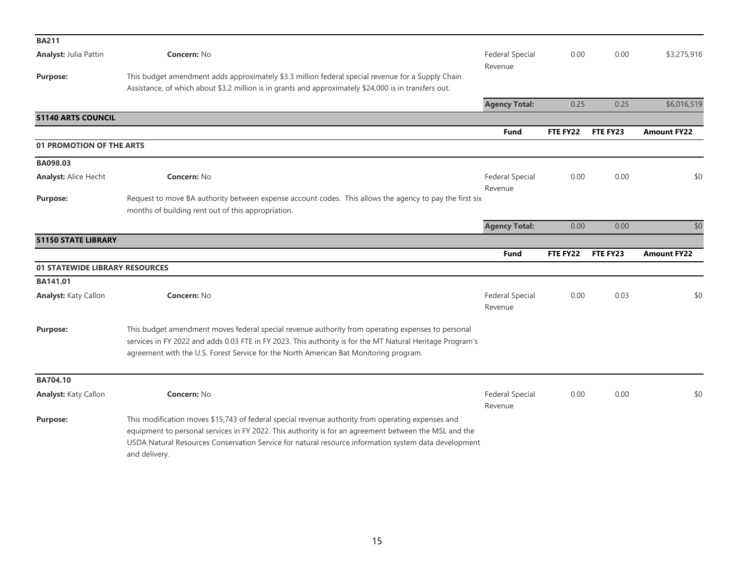**BA211**

| | | Fund | FTE FY22 | FTE FY23 | Amount FY22 |
|---|---|---|---|---|---|
| **Analyst:** Julia Pattin | **Concern:** No | Federal Special Revenue | 0.00 | 0.00 | $3,275,916 |
| **Purpose:** | This budget amendment adds approximately $3.3 million federal special revenue for a Supply Chain Assistance, of which about $3.2 million is in grants and approximately $24,000 is in transfers out. | | | | |
| | | **Agency Total:** | 0.25 | 0.25 | $6,016,519 |

## 51140 ARTS COUNCIL

### 01 PROMOTION OF THE ARTS

**BA098.03**

| | | Fund | FTE FY22 | FTE FY23 | Amount FY22 |
|---|---|---|---|---|---|
| **Analyst:** Alice Hecht | **Concern:** No | Federal Special Revenue | 0.00 | 0.00 | $0 |
| **Purpose:** | Request to move BA authority between expense account codes. This allows the agency to pay the first six months of building rent out of this appropriation. | | | | |
| | | **Agency Total:** | 0.00 | 0.00 | $0 |

## 51150 STATE LIBRARY

### 01 STATEWIDE LIBRARY RESOURCES

**BA141.01**

| | | Fund | FTE FY22 | FTE FY23 | Amount FY22 |
|---|---|---|---|---|---|
| **Analyst:** Katy Callon | **Concern:** No | Federal Special Revenue | 0.00 | 0.03 | $0 |
| **Purpose:** | This budget amendment moves federal special revenue authority from operating expenses to personal services in FY 2022 and adds 0.03 FTE in FY 2023. This authority is for the MT Natural Heritage Program's agreement with the U.S. Forest Service for the North American Bat Monitoring program. | | | | |

**BA704.10**

| | | Fund | FTE FY22 | FTE FY23 | Amount FY22 |
|---|---|---|---|---|---|
| **Analyst:** Katy Callon | **Concern:** No | Federal Special Revenue | 0.00 | 0.00 | $0 |
| **Purpose:** | This modification moves $15,743 of federal special revenue authority from operating expenses and equipment to personal services in FY 2022. This authority is for an agreement between the MSL and the USDA Natural Resources Conservation Service for natural resource information system data development and delivery. | | | | |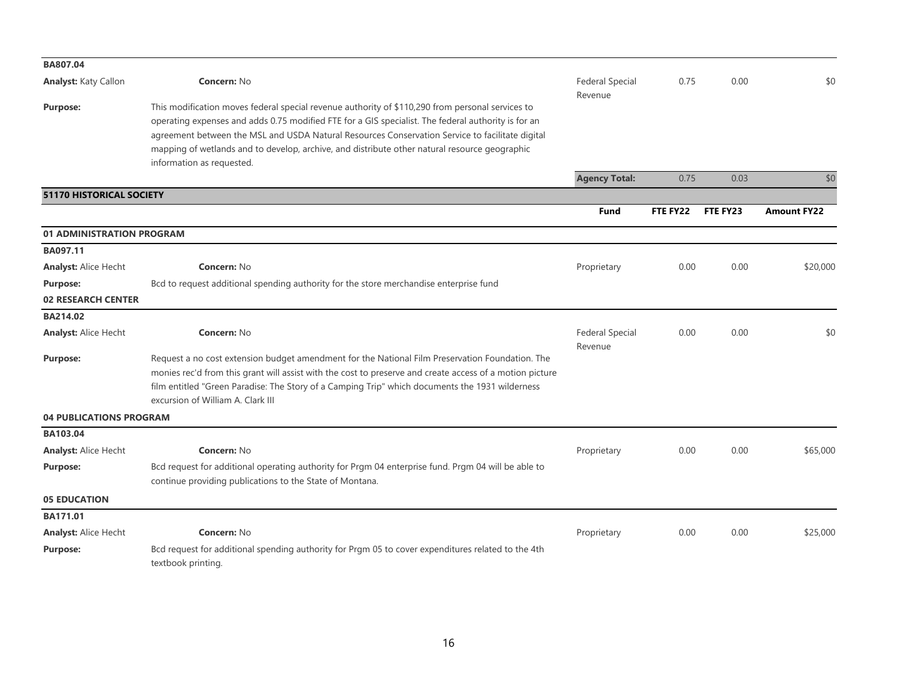**BA807.04**

| | | Fund | FTE FY22 | FTE FY23 | Amount FY22 |
|---|---|---|---|---|---|
| **Analyst:** Katy Callon | **Concern:** No | Federal Special Revenue | 0.75 | 0.00 | $0 |
| **Purpose:** | This modification moves federal special revenue authority of $110,290 from personal services to operating expenses and adds 0.75 modified FTE for a GIS specialist. The federal authority is for an agreement between the MSL and USDA Natural Resources Conservation Service to facilitate digital mapping of wetlands and to develop, archive, and distribute other natural resource geographic information as requested. | | | | |
| | | **Agency Total:** | 0.75 | 0.03 | $0 |

## 51170 HISTORICAL SOCIETY

| | | Fund | FTE FY22 | FTE FY23 | Amount FY22 |
|---|---|---|---|---|---|
| **01 ADMINISTRATION PROGRAM** | | | | | |
| **BA097.11** | | | | | |
| **Analyst:** Alice Hecht | **Concern:** No | Proprietary | 0.00 | 0.00 | $20,000 |
| **Purpose:** | Bcd to request additional spending authority for the store merchandise enterprise fund | | | | |
| **02 RESEARCH CENTER** | | | | | |
| **BA214.02** | | | | | |
| **Analyst:** Alice Hecht | **Concern:** No | Federal Special Revenue | 0.00 | 0.00 | $0 |
| **Purpose:** | Request a no cost extension budget amendment for the National Film Preservation Foundation. The monies rec'd from this grant will assist with the cost to preserve and create access of a motion picture film entitled "Green Paradise: The Story of a Camping Trip" which documents the 1931 wilderness excursion of William A. Clark III | | | | |
| **04 PUBLICATIONS PROGRAM** | | | | | |
| **BA103.04** | | | | | |
| **Analyst:** Alice Hecht | **Concern:** No | Proprietary | 0.00 | 0.00 | $65,000 |
| **Purpose:** | Bcd request for additional operating authority for Prgm 04 enterprise fund. Prgm 04 will be able to continue providing publications to the State of Montana. | | | | |
| **05 EDUCATION** | | | | | |
| **BA171.01** | | | | | |
| **Analyst:** Alice Hecht | **Concern:** No | Proprietary | 0.00 | 0.00 | $25,000 |
| **Purpose:** | Bcd request for additional spending authority for Prgm 05 to cover expenditures related to the 4th textbook printing. | | | | |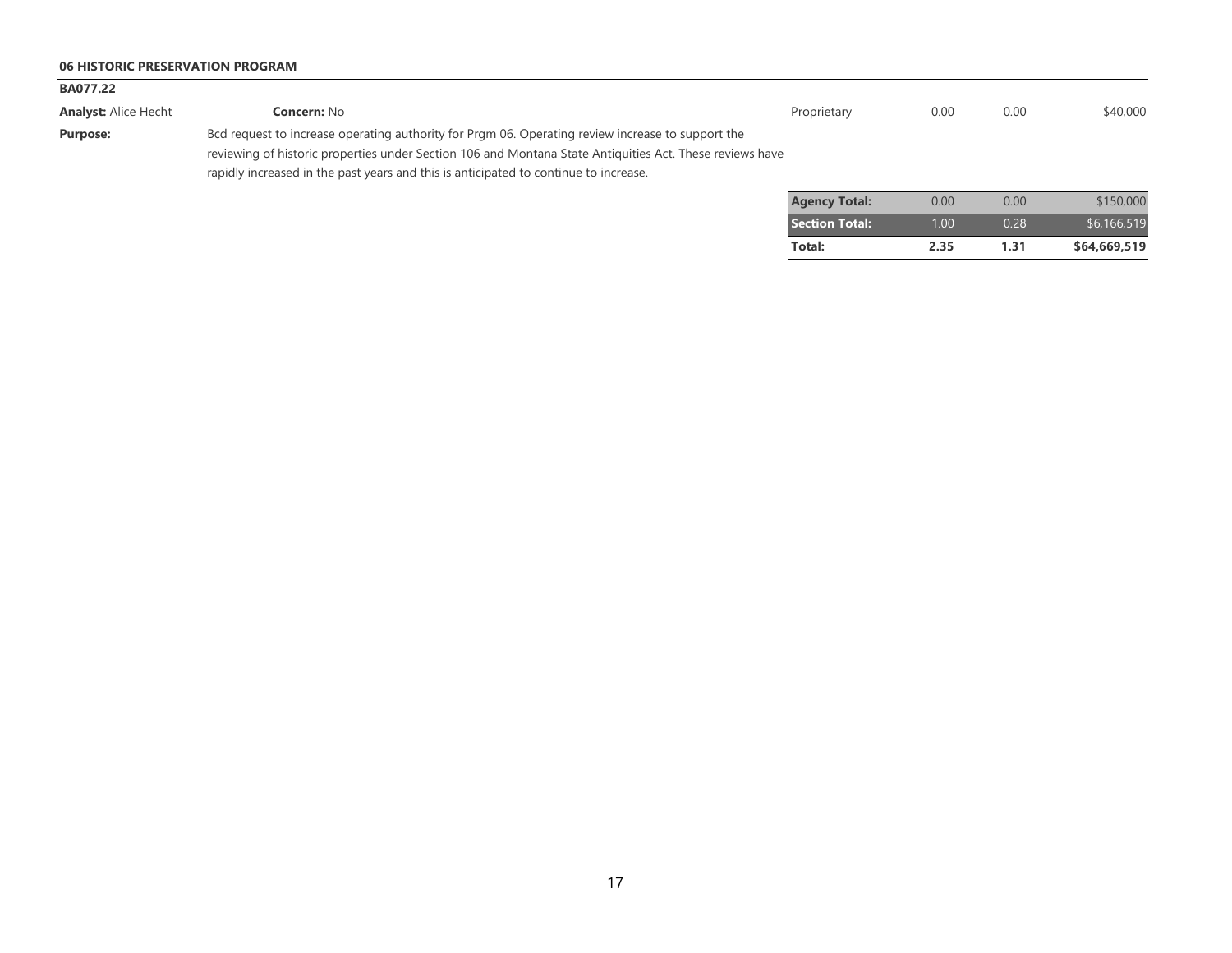**06 HISTORIC PRESERVATION PROGRAM**

**BA077.22**

**Analyst:** Alice Hecht **Concern:** No

| | | | |
|---|---|---|---|
| Proprietary | 0.00 | 0.00 | $40,000 |

**Purpose:** Bcd request to increase operating authority for Prgm 06. Operating review increase to support the reviewing of historic properties under Section 106 and Montana State Antiquities Act. These reviews have rapidly increased in the past years and this is anticipated to continue to increase.

| | | | |
|---|---|---|---|
| **Agency Total:** | 0.00 | 0.00 | $150,000 |
| **Section Total:** | 1.00 | 0.28 | $6,166,519 |
| **Total:** | **2.35** | **1.31** | **$64,669,519** |